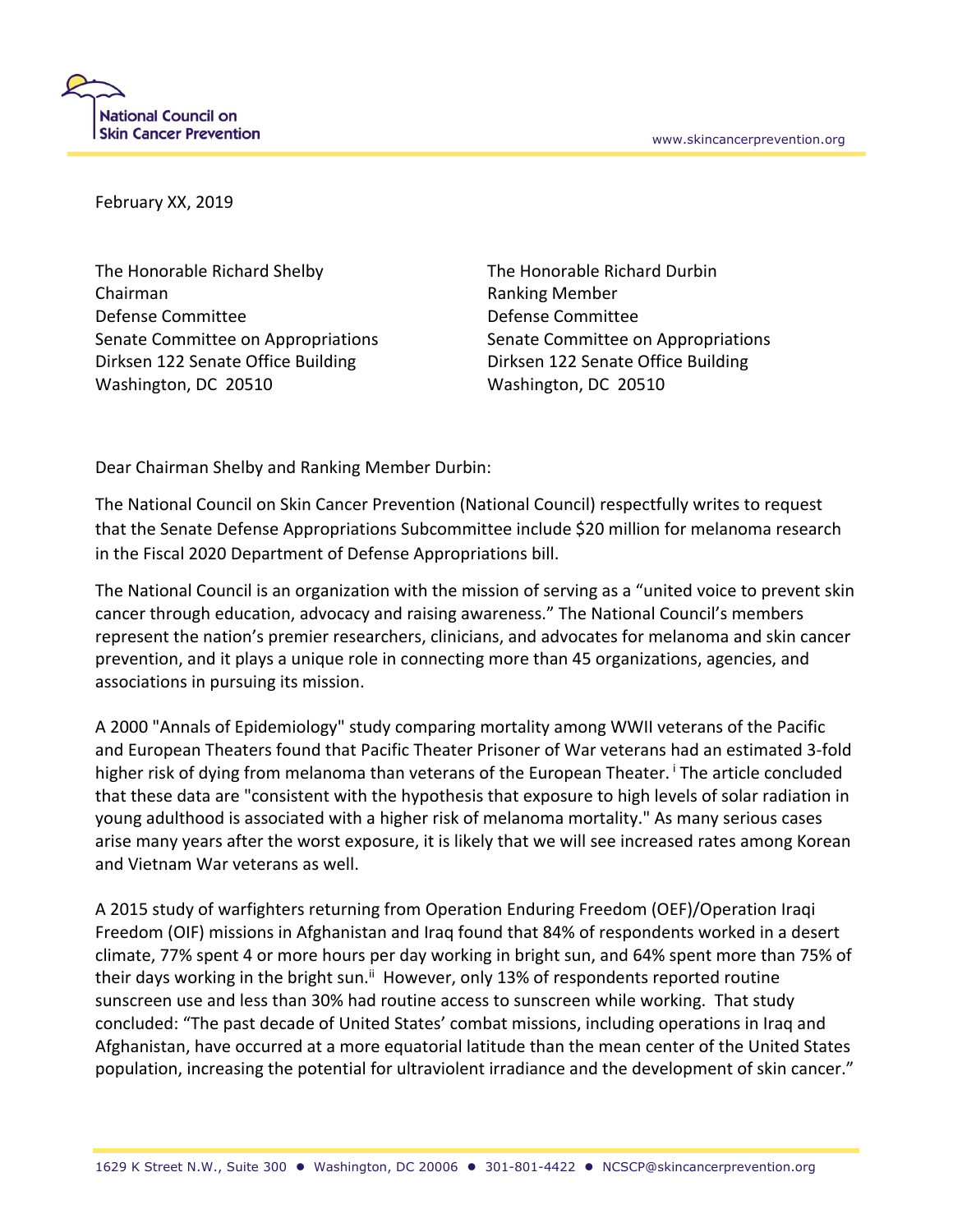National Council on Skin Cancer Prevention

www.skincancerprevention.org

February XX, 2019

The Honorable Richard Shelby
Chairman
Defense Committee
Senate Committee on Appropriations
Dirksen 122 Senate Office Building
Washington, DC 20510

The Honorable Richard Durbin
Ranking Member
Defense Committee
Senate Committee on Appropriations
Dirksen 122 Senate Office Building
Washington, DC 20510

Dear Chairman Shelby and Ranking Member Durbin:

The National Council on Skin Cancer Prevention (National Council) respectfully writes to request that the Senate Defense Appropriations Subcommittee include $20 million for melanoma research in the Fiscal 2020 Department of Defense Appropriations bill.

The National Council is an organization with the mission of serving as a "united voice to prevent skin cancer through education, advocacy and raising awareness." The National Council's members represent the nation's premier researchers, clinicians, and advocates for melanoma and skin cancer prevention, and it plays a unique role in connecting more than 45 organizations, agencies, and associations in pursuing its mission.

A 2000 "Annals of Epidemiology" study comparing mortality among WWII veterans of the Pacific and European Theaters found that Pacific Theater Prisoner of War veterans had an estimated 3-fold higher risk of dying from melanoma than veterans of the European Theater.[i] The article concluded that these data are "consistent with the hypothesis that exposure to high levels of solar radiation in young adulthood is associated with a higher risk of melanoma mortality." As many serious cases arise many years after the worst exposure, it is likely that we will see increased rates among Korean and Vietnam War veterans as well.

A 2015 study of warfighters returning from Operation Enduring Freedom (OEF)/Operation Iraqi Freedom (OIF) missions in Afghanistan and Iraq found that 84% of respondents worked in a desert climate, 77% spent 4 or more hours per day working in bright sun, and 64% spent more than 75% of their days working in the bright sun.[ii] However, only 13% of respondents reported routine sunscreen use and less than 30% had routine access to sunscreen while working. That study concluded: "The past decade of United States' combat missions, including operations in Iraq and Afghanistan, have occurred at a more equatorial latitude than the mean center of the United States population, increasing the potential for ultraviolent irradiance and the development of skin cancer."

1629 K Street N.W., Suite 300 • Washington, DC 20006 • 301-801-4422 • NCSCP@skincancerprevention.org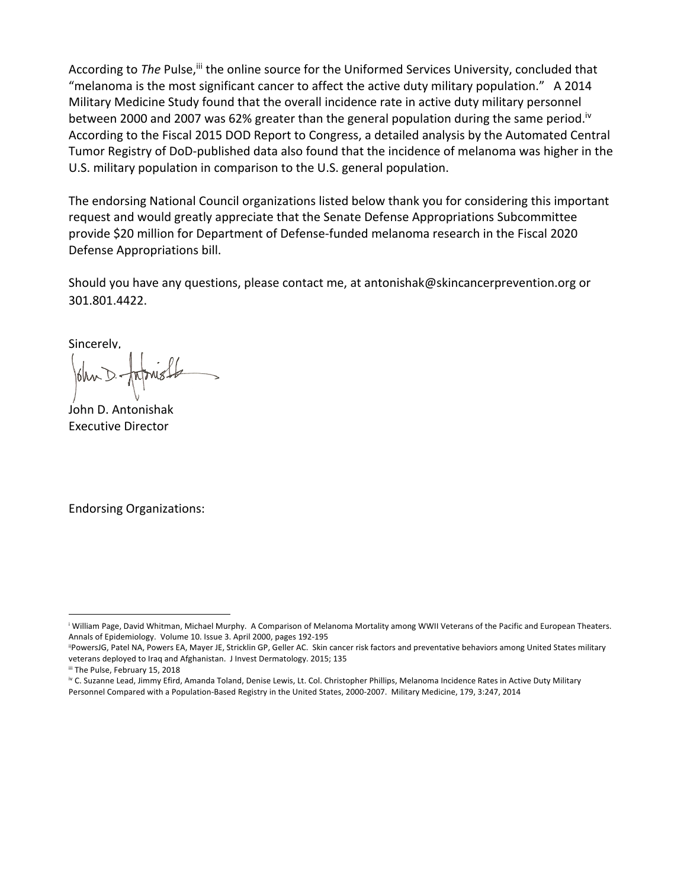According to *The* Pulse,[iii] the online source for the Uniformed Services University, concluded that "melanoma is the most significant cancer to affect the active duty military population." A 2014 Military Medicine Study found that the overall incidence rate in active duty military personnel between 2000 and 2007 was 62% greater than the general population during the same period.[iv] According to the Fiscal 2015 DOD Report to Congress, a detailed analysis by the Automated Central Tumor Registry of DoD-published data also found that the incidence of melanoma was higher in the U.S. military population in comparison to the U.S. general population.

The endorsing National Council organizations listed below thank you for considering this important request and would greatly appreciate that the Senate Defense Appropriations Subcommittee provide $20 million for Department of Defense-funded melanoma research in the Fiscal 2020 Defense Appropriations bill.

Should you have any questions, please contact me, at antonishak@skincancerprevention.org or 301.801.4422.

Sincerely,

John D. Antonishak
Executive Director

Endorsing Organizations:

---

[i] William Page, David Whitman, Michael Murphy. A Comparison of Melanoma Mortality among WWII Veterans of the Pacific and European Theaters. Annals of Epidemiology. Volume 10. Issue 3. April 2000, pages 192-195

[ii] PowersJG, Patel NA, Powers EA, Mayer JE, Stricklin GP, Geller AC. Skin cancer risk factors and preventative behaviors among United States military veterans deployed to Iraq and Afghanistan. J Invest Dermatology. 2015; 135

[iii] The Pulse, February 15, 2018

[iv] C. Suzanne Lead, Jimmy Efird, Amanda Toland, Denise Lewis, Lt. Col. Christopher Phillips, Melanoma Incidence Rates in Active Duty Military Personnel Compared with a Population-Based Registry in the United States, 2000-2007. Military Medicine, 179, 3:247, 2014